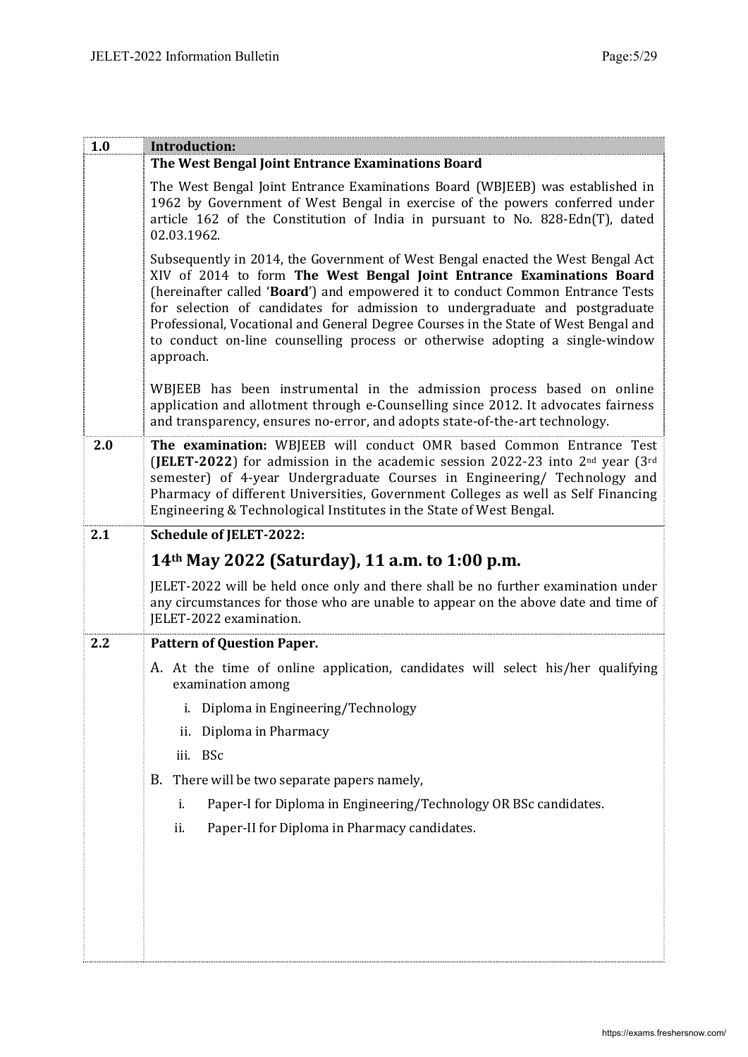## 1.0 Introduction:

### The West Bengal Joint Entrance Examinations Board

The West Bengal Joint Entrance Examinations Board (WBJEEB) was established in 1962 by Government of West Bengal in exercise of the powers conferred under article 162 of the Constitution of India in pursuant to No. 828-Edn(T), dated 02.03.1962.

Subsequently in 2014, the Government of West Bengal enacted the West Bengal Act XIV of 2014 to form **The West Bengal Joint Entrance Examinations Board** (hereinafter called '**Board**') and empowered it to conduct Common Entrance Tests for selection of candidates for admission to undergraduate and postgraduate Professional, Vocational and General Degree Courses in the State of West Bengal and to conduct on-line counselling process or otherwise adopting a single-window approach.

WBJEEB has been instrumental in the admission process based on online application and allotment through e-Counselling since 2012. It advocates fairness and transparency, ensures no-error, and adopts state-of-the-art technology.

## 2.0

**The examination:** WBJEEB will conduct OMR based Common Entrance Test (**JELET-2022**) for admission in the academic session 2022-23 into 2nd year (3rd semester) of 4-year Undergraduate Courses in Engineering/ Technology and Pharmacy of different Universities, Government Colleges as well as Self Financing Engineering & Technological Institutes in the State of West Bengal.

## 2.1 Schedule of JELET-2022:

### 14th May 2022 (Saturday), 11 a.m. to 1:00 p.m.

JELET-2022 will be held once only and there shall be no further examination under any circumstances for those who are unable to appear on the above date and time of JELET-2022 examination.

## 2.2 Pattern of Question Paper.

A. At the time of online application, candidates will select his/her qualifying examination among

   i. Diploma in Engineering/Technology

   ii. Diploma in Pharmacy

   iii. BSc

B. There will be two separate papers namely,

   i. Paper-I for Diploma in Engineering/Technology OR BSc candidates.

   ii. Paper-II for Diploma in Pharmacy candidates.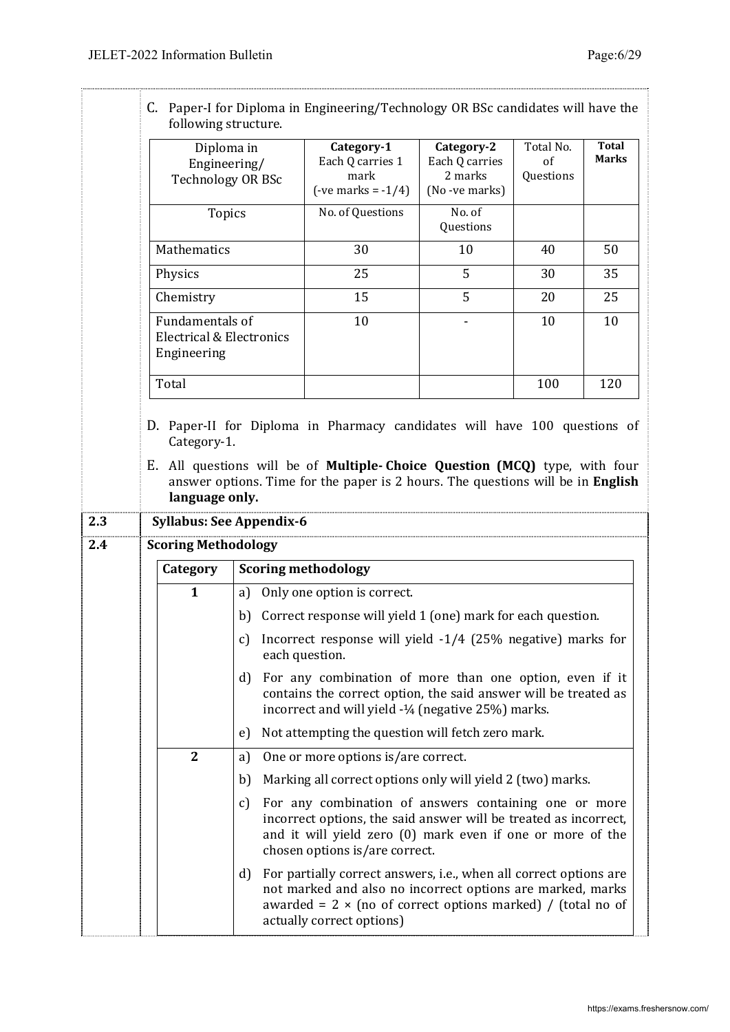C. Paper-I for Diploma in Engineering/Technology OR BSc candidates will have the following structure.

| Diploma in Engineering/ Technology OR BSc | **Category-1** Each Q carries 1 mark (-ve marks = -1/4) | **Category-2** Each Q carries 2 marks (No -ve marks) | Total No. of Questions | **Total Marks** |
|---|---|---|---|---|
| Topics | No. of Questions | No. of Questions | | |
| Mathematics | 30 | 10 | 40 | 50 |
| Physics | 25 | 5 | 30 | 35 |
| Chemistry | 15 | 5 | 20 | 25 |
| Fundamentals of Electrical & Electronics Engineering | 10 | - | 10 | 10 |
| Total | | | 100 | 120 |

D. Paper-II for Diploma in Pharmacy candidates will have 100 questions of Category-1.

E. All questions will be of **Multiple- Choice Question (MCQ)** type, with four answer options. Time for the paper is 2 hours. The questions will be in **English language only.**

## 2.3 Syllabus: See Appendix-6

## 2.4 Scoring Methodology

| **Category** | **Scoring methodology** |
|---|---|
| **1** | a) Only one option is correct. |
| | b) Correct response will yield 1 (one) mark for each question. |
| | c) Incorrect response will yield -1/4 (25% negative) marks for each question. |
| | d) For any combination of more than one option, even if it contains the correct option, the said answer will be treated as incorrect and will yield -¼ (negative 25%) marks. |
| | e) Not attempting the question will fetch zero mark. |
| **2** | a) One or more options is/are correct. |
| | b) Marking all correct options only will yield 2 (two) marks. |
| | c) For any combination of answers containing one or more incorrect options, the said answer will be treated as incorrect, and it will yield zero (0) mark even if one or more of the chosen options is/are correct. |
| | d) For partially correct answers, i.e., when all correct options are not marked and also no incorrect options are marked, marks awarded = 2 × (no of correct options marked) / (total no of actually correct options) |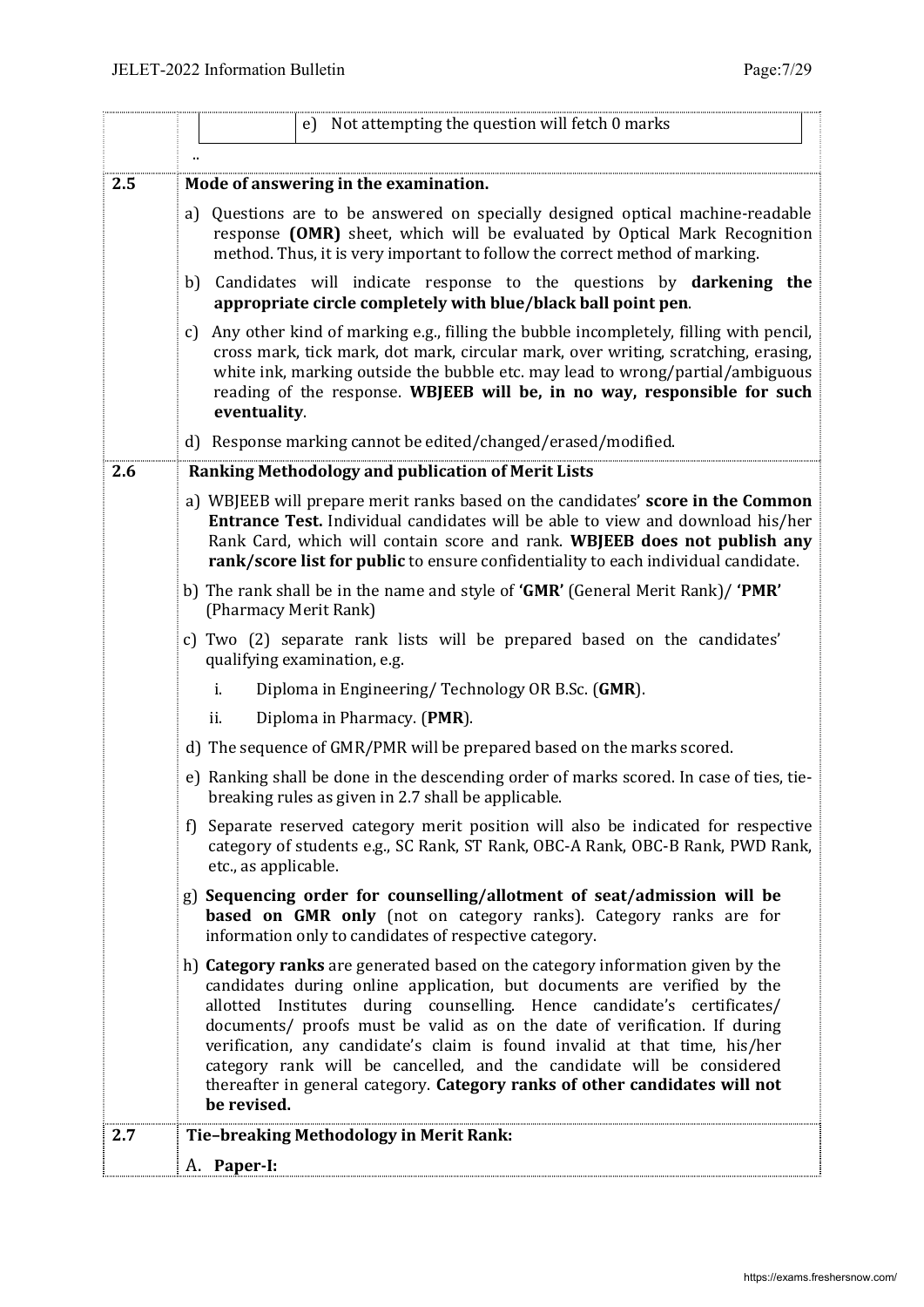e) Not attempting the question will fetch 0 marks

..

## 2.5 Mode of answering in the examination.

a) Questions are to be answered on specially designed optical machine-readable response **(OMR)** sheet, which will be evaluated by Optical Mark Recognition method. Thus, it is very important to follow the correct method of marking.

b) Candidates will indicate response to the questions by **darkening the appropriate circle completely with blue/black ball point pen**.

c) Any other kind of marking e.g., filling the bubble incompletely, filling with pencil, cross mark, tick mark, dot mark, circular mark, over writing, scratching, erasing, white ink, marking outside the bubble etc. may lead to wrong/partial/ambiguous reading of the response. **WBJEEB will be, in no way, responsible for such eventuality**.

d) Response marking cannot be edited/changed/erased/modified.

## 2.6 Ranking Methodology and publication of Merit Lists

a) WBJEEB will prepare merit ranks based on the candidates' **score in the Common Entrance Test.** Individual candidates will be able to view and download his/her Rank Card, which will contain score and rank. **WBJEEB does not publish any rank/score list for public** to ensure confidentiality to each individual candidate.

b) The rank shall be in the name and style of **'GMR'** (General Merit Rank)/ **'PMR'** (Pharmacy Merit Rank)

c) Two (2) separate rank lists will be prepared based on the candidates' qualifying examination, e.g.

i. Diploma in Engineering/ Technology OR B.Sc. (**GMR**).

ii. Diploma in Pharmacy. (**PMR**).

d) The sequence of GMR/PMR will be prepared based on the marks scored.

e) Ranking shall be done in the descending order of marks scored. In case of ties, tie-breaking rules as given in 2.7 shall be applicable.

f) Separate reserved category merit position will also be indicated for respective category of students e.g., SC Rank, ST Rank, OBC-A Rank, OBC-B Rank, PWD Rank, etc., as applicable.

g) **Sequencing order for counselling/allotment of seat/admission will be based on GMR only** (not on category ranks). Category ranks are for information only to candidates of respective category.

h) **Category ranks** are generated based on the category information given by the candidates during online application, but documents are verified by the allotted Institutes during counselling. Hence candidate's certificates/ documents/ proofs must be valid as on the date of verification. If during verification, any candidate's claim is found invalid at that time, his/her category rank will be cancelled, and the candidate will be considered thereafter in general category. **Category ranks of other candidates will not be revised.**

## 2.7 Tie–breaking Methodology in Merit Rank:

A. **Paper-I:**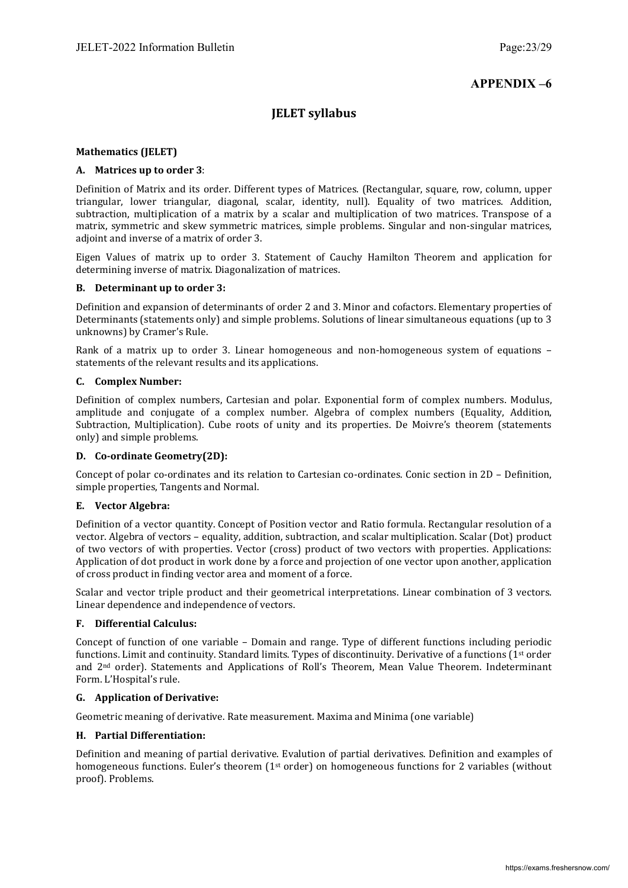## APPENDIX –6

# JELET syllabus

**Mathematics (JELET)**

**A. Matrices up to order 3**:

Definition of Matrix and its order. Different types of Matrices. (Rectangular, square, row, column, upper triangular, lower triangular, diagonal, scalar, identity, null). Equality of two matrices. Addition, subtraction, multiplication of a matrix by a scalar and multiplication of two matrices. Transpose of a matrix, symmetric and skew symmetric matrices, simple problems. Singular and non-singular matrices, adjoint and inverse of a matrix of order 3.

Eigen Values of matrix up to order 3. Statement of Cauchy Hamilton Theorem and application for determining inverse of matrix. Diagonalization of matrices.

**B. Determinant up to order 3:**

Definition and expansion of determinants of order 2 and 3. Minor and cofactors. Elementary properties of Determinants (statements only) and simple problems. Solutions of linear simultaneous equations (up to 3 unknowns) by Cramer's Rule.

Rank of a matrix up to order 3. Linear homogeneous and non-homogeneous system of equations – statements of the relevant results and its applications.

**C. Complex Number:**

Definition of complex numbers, Cartesian and polar. Exponential form of complex numbers. Modulus, amplitude and conjugate of a complex number. Algebra of complex numbers (Equality, Addition, Subtraction, Multiplication). Cube roots of unity and its properties. De Moivre's theorem (statements only) and simple problems.

**D. Co-ordinate Geometry(2D):**

Concept of polar co-ordinates and its relation to Cartesian co-ordinates. Conic section in 2D – Definition, simple properties, Tangents and Normal.

**E. Vector Algebra:**

Definition of a vector quantity. Concept of Position vector and Ratio formula. Rectangular resolution of a vector. Algebra of vectors – equality, addition, subtraction, and scalar multiplication. Scalar (Dot) product of two vectors of with properties. Vector (cross) product of two vectors with properties. Applications: Application of dot product in work done by a force and projection of one vector upon another, application of cross product in finding vector area and moment of a force.

Scalar and vector triple product and their geometrical interpretations. Linear combination of 3 vectors. Linear dependence and independence of vectors.

**F. Differential Calculus:**

Concept of function of one variable – Domain and range. Type of different functions including periodic functions. Limit and continuity. Standard limits. Types of discontinuity. Derivative of a functions ($1^{st}$ order and $2^{nd}$ order). Statements and Applications of Roll's Theorem, Mean Value Theorem. Indeterminant Form. L'Hospital's rule.

**G. Application of Derivative:**

Geometric meaning of derivative. Rate measurement. Maxima and Minima (one variable)

**H. Partial Differentiation:**

Definition and meaning of partial derivative. Evalution of partial derivatives. Definition and examples of homogeneous functions. Euler's theorem ($1^{st}$ order) on homogeneous functions for 2 variables (without proof). Problems.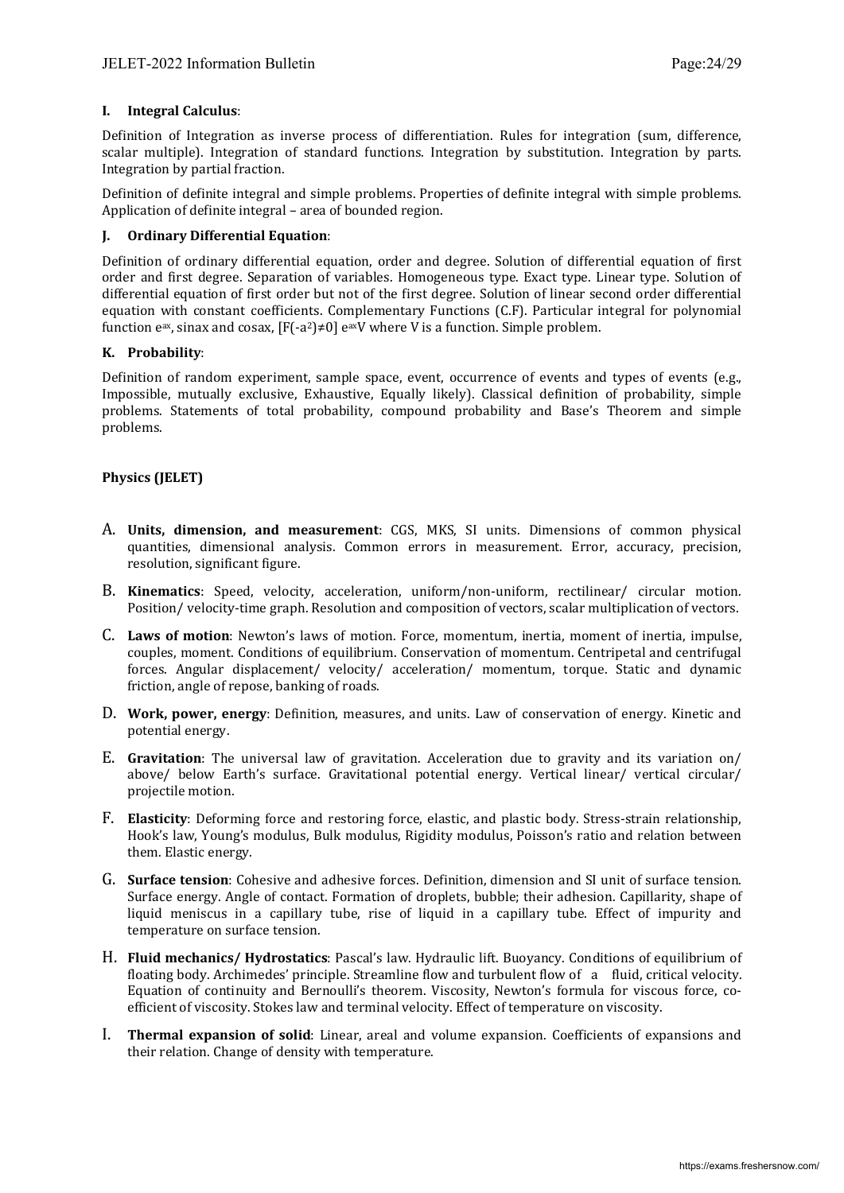### I. Integral Calculus:

Definition of Integration as inverse process of differentiation. Rules for integration (sum, difference, scalar multiple). Integration of standard functions. Integration by substitution. Integration by parts. Integration by partial fraction.

Definition of definite integral and simple problems. Properties of definite integral with simple problems. Application of definite integral – area of bounded region.

### J. Ordinary Differential Equation:

Definition of ordinary differential equation, order and degree. Solution of differential equation of first order and first degree. Separation of variables. Homogeneous type. Exact type. Linear type. Solution of differential equation of first order but not of the first degree. Solution of linear second order differential equation with constant coefficients. Complementary Functions (C.F). Particular integral for polynomial function $e^{ax}$, sinax and cosax, $[F(-a^2)\neq 0]$ $e^{ax}V$ where V is a function. Simple problem.

### K. Probability:

Definition of random experiment, sample space, event, occurrence of events and types of events (e.g., Impossible, mutually exclusive, Exhaustive, Equally likely). Classical definition of probability, simple problems. Statements of total probability, compound probability and Base's Theorem and simple problems.

## Physics (JELET)

A. **Units, dimension, and measurement**: CGS, MKS, SI units. Dimensions of common physical quantities, dimensional analysis. Common errors in measurement. Error, accuracy, precision, resolution, significant figure.

B. **Kinematics**: Speed, velocity, acceleration, uniform/non-uniform, rectilinear/ circular motion. Position/ velocity-time graph. Resolution and composition of vectors, scalar multiplication of vectors.

C. **Laws of motion**: Newton's laws of motion. Force, momentum, inertia, moment of inertia, impulse, couples, moment. Conditions of equilibrium. Conservation of momentum. Centripetal and centrifugal forces. Angular displacement/ velocity/ acceleration/ momentum, torque. Static and dynamic friction, angle of repose, banking of roads.

D. **Work, power, energy**: Definition, measures, and units. Law of conservation of energy. Kinetic and potential energy.

E. **Gravitation**: The universal law of gravitation. Acceleration due to gravity and its variation on/ above/ below Earth's surface. Gravitational potential energy. Vertical linear/ vertical circular/ projectile motion.

F. **Elasticity**: Deforming force and restoring force, elastic, and plastic body. Stress-strain relationship, Hook's law, Young's modulus, Bulk modulus, Rigidity modulus, Poisson's ratio and relation between them. Elastic energy.

G. **Surface tension**: Cohesive and adhesive forces. Definition, dimension and SI unit of surface tension. Surface energy. Angle of contact. Formation of droplets, bubble; their adhesion. Capillarity, shape of liquid meniscus in a capillary tube, rise of liquid in a capillary tube. Effect of impurity and temperature on surface tension.

H. **Fluid mechanics/ Hydrostatics**: Pascal's law. Hydraulic lift. Buoyancy. Conditions of equilibrium of floating body. Archimedes' principle. Streamline flow and turbulent flow of a fluid, critical velocity. Equation of continuity and Bernoulli's theorem. Viscosity, Newton's formula for viscous force, co-efficient of viscosity. Stokes law and terminal velocity. Effect of temperature on viscosity.

I. **Thermal expansion of solid**: Linear, areal and volume expansion. Coefficients of expansions and their relation. Change of density with temperature.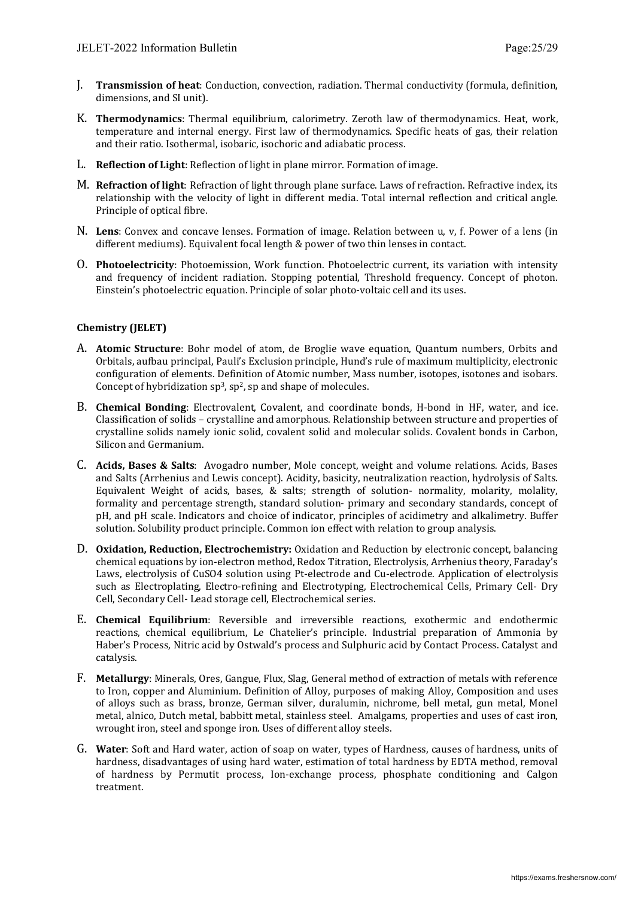J. **Transmission of heat**: Conduction, convection, radiation. Thermal conductivity (formula, definition, dimensions, and SI unit).

K. **Thermodynamics**: Thermal equilibrium, calorimetry. Zeroth law of thermodynamics. Heat, work, temperature and internal energy. First law of thermodynamics. Specific heats of gas, their relation and their ratio. Isothermal, isobaric, isochoric and adiabatic process.

L. **Reflection of Light**: Reflection of light in plane mirror. Formation of image.

M. **Refraction of light**: Refraction of light through plane surface. Laws of refraction. Refractive index, its relationship with the velocity of light in different media. Total internal reflection and critical angle. Principle of optical fibre.

N. **Lens**: Convex and concave lenses. Formation of image. Relation between u, v, f. Power of a lens (in different mediums). Equivalent focal length & power of two thin lenses in contact.

O. **Photoelectricity**: Photoemission, Work function. Photoelectric current, its variation with intensity and frequency of incident radiation. Stopping potential, Threshold frequency. Concept of photon. Einstein's photoelectric equation. Principle of solar photo-voltaic cell and its uses.

**Chemistry (JELET)**

A. **Atomic Structure**: Bohr model of atom, de Broglie wave equation, Quantum numbers, Orbits and Orbitals, aufbau principal, Pauli's Exclusion principle, Hund's rule of maximum multiplicity, electronic configuration of elements. Definition of Atomic number, Mass number, isotopes, isotones and isobars. Concept of hybridization $sp^3$, $sp^2$, sp and shape of molecules.

B. **Chemical Bonding**: Electrovalent, Covalent, and coordinate bonds, H-bond in HF, water, and ice. Classification of solids – crystalline and amorphous. Relationship between structure and properties of crystalline solids namely ionic solid, covalent solid and molecular solids. Covalent bonds in Carbon, Silicon and Germanium.

C. **Acids, Bases & Salts**: Avogadro number, Mole concept, weight and volume relations. Acids, Bases and Salts (Arrhenius and Lewis concept). Acidity, basicity, neutralization reaction, hydrolysis of Salts. Equivalent Weight of acids, bases, & salts; strength of solution- normality, molarity, molality, formality and percentage strength, standard solution- primary and secondary standards, concept of pH, and pH scale. Indicators and choice of indicator, principles of acidimetry and alkalimetry. Buffer solution. Solubility product principle. Common ion effect with relation to group analysis.

D. **Oxidation, Reduction, Electrochemistry:** Oxidation and Reduction by electronic concept, balancing chemical equations by ion-electron method, Redox Titration, Electrolysis, Arrhenius theory, Faraday's Laws, electrolysis of $CuSO_4$ solution using Pt-electrode and Cu-electrode. Application of electrolysis such as Electroplating, Electro-refining and Electrotyping, Electrochemical Cells, Primary Cell- Dry Cell, Secondary Cell- Lead storage cell, Electrochemical series.

E. **Chemical Equilibrium**: Reversible and irreversible reactions, exothermic and endothermic reactions, chemical equilibrium, Le Chatelier's principle. Industrial preparation of Ammonia by Haber's Process, Nitric acid by Ostwald's process and Sulphuric acid by Contact Process. Catalyst and catalysis.

F. **Metallurgy**: Minerals, Ores, Gangue, Flux, Slag, General method of extraction of metals with reference to Iron, copper and Aluminium. Definition of Alloy, purposes of making Alloy, Composition and uses of alloys such as brass, bronze, German silver, duralumin, nichrome, bell metal, gun metal, Monel metal, alnico, Dutch metal, babbitt metal, stainless steel. Amalgams, properties and uses of cast iron, wrought iron, steel and sponge iron. Uses of different alloy steels.

G. **Water**: Soft and Hard water, action of soap on water, types of Hardness, causes of hardness, units of hardness, disadvantages of using hard water, estimation of total hardness by EDTA method, removal of hardness by Permutit process, Ion-exchange process, phosphate conditioning and Calgon treatment.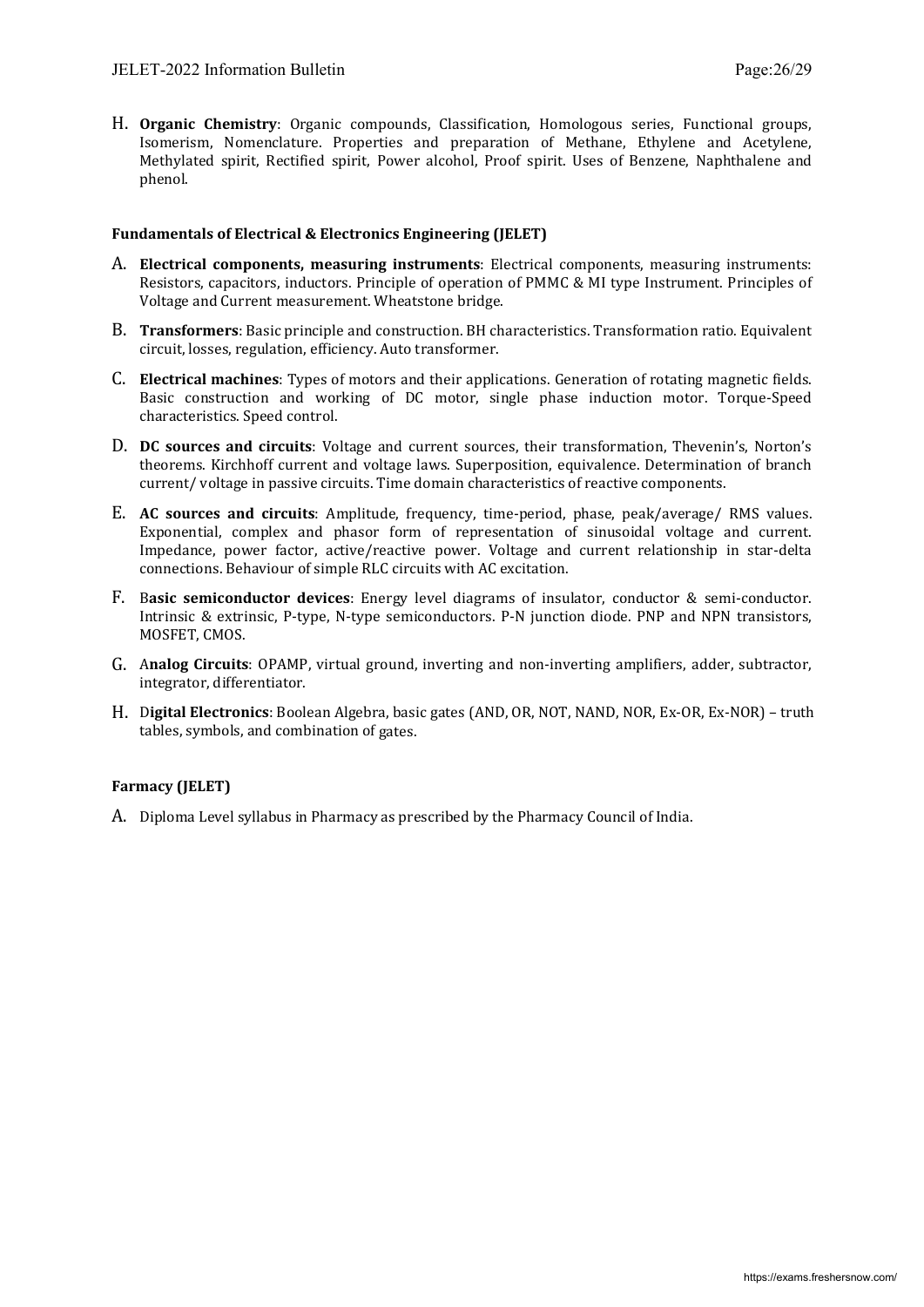H. **Organic Chemistry**: Organic compounds, Classification, Homologous series, Functional groups, Isomerism, Nomenclature. Properties and preparation of Methane, Ethylene and Acetylene, Methylated spirit, Rectified spirit, Power alcohol, Proof spirit. Uses of Benzene, Naphthalene and phenol.

**Fundamentals of Electrical & Electronics Engineering (JELET)**

A. **Electrical components, measuring instruments**: Electrical components, measuring instruments: Resistors, capacitors, inductors. Principle of operation of PMMC & MI type Instrument. Principles of Voltage and Current measurement. Wheatstone bridge.

B. **Transformers**: Basic principle and construction. BH characteristics. Transformation ratio. Equivalent circuit, losses, regulation, efficiency. Auto transformer.

C. **Electrical machines**: Types of motors and their applications. Generation of rotating magnetic fields. Basic construction and working of DC motor, single phase induction motor. Torque-Speed characteristics. Speed control.

D. **DC sources and circuits**: Voltage and current sources, their transformation, Thevenin's, Norton's theorems. Kirchhoff current and voltage laws. Superposition, equivalence. Determination of branch current/ voltage in passive circuits. Time domain characteristics of reactive components.

E. **AC sources and circuits**: Amplitude, frequency, time-period, phase, peak/average/ RMS values. Exponential, complex and phasor form of representation of sinusoidal voltage and current. Impedance, power factor, active/reactive power. Voltage and current relationship in star-delta connections. Behaviour of simple RLC circuits with AC excitation.

F. B**asic semiconductor devices**: Energy level diagrams of insulator, conductor & semi-conductor. Intrinsic & extrinsic, P-type, N-type semiconductors. P-N junction diode. PNP and NPN transistors, MOSFET, CMOS.

G. A**nalog Circuits**: OPAMP, virtual ground, inverting and non-inverting amplifiers, adder, subtractor, integrator, differentiator.

H. D**igital Electronics**: Boolean Algebra, basic gates (AND, OR, NOT, NAND, NOR, Ex-OR, Ex-NOR) – truth tables, symbols, and combination of gates.

**Farmacy (JELET)**

A. Diploma Level syllabus in Pharmacy as prescribed by the Pharmacy Council of India.